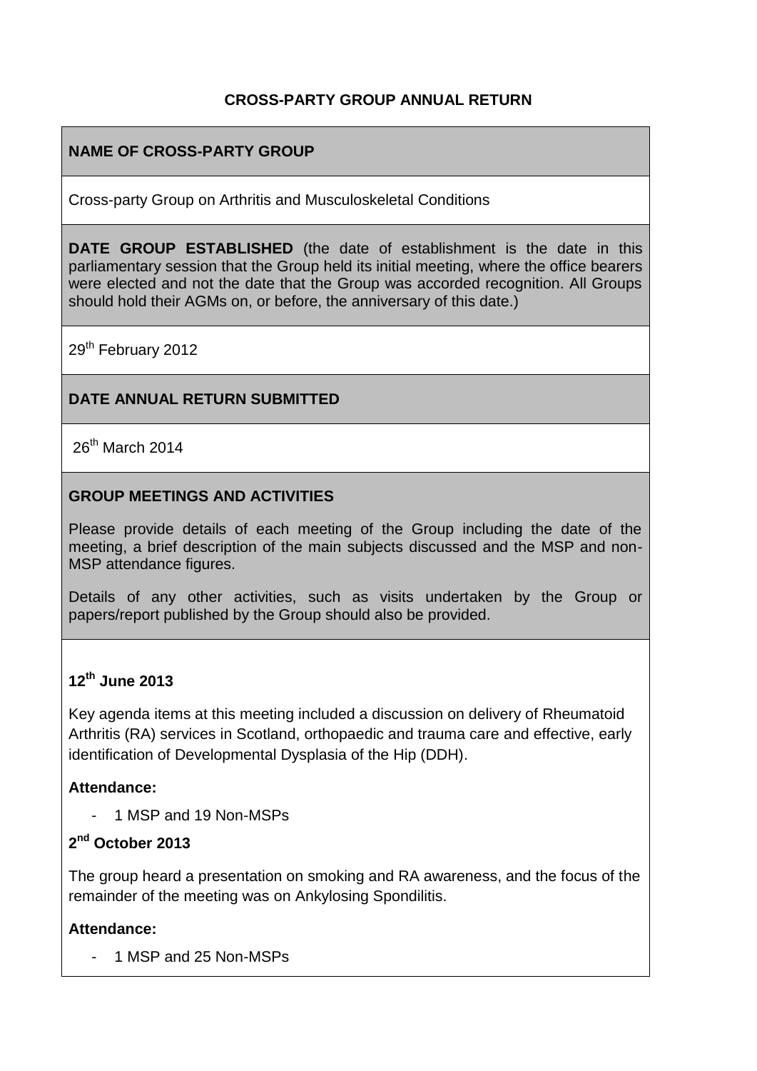# CROSS-PARTY GROUP ANNUAL RETURN

**NAME OF CROSS-PARTY GROUP**

Cross-party Group on Arthritis and Musculoskeletal Conditions

**DATE GROUP ESTABLISHED** (the date of establishment is the date in this parliamentary session that the Group held its initial meeting, where the office bearers were elected and not the date that the Group was accorded recognition. All Groups should hold their AGMs on, or before, the anniversary of this date.)

29th February 2012

**DATE ANNUAL RETURN SUBMITTED**

26th March 2014

**GROUP MEETINGS AND ACTIVITIES**

Please provide details of each meeting of the Group including the date of the meeting, a brief description of the main subjects discussed and the MSP and non-MSP attendance figures.

Details of any other activities, such as visits undertaken by the Group or papers/report published by the Group should also be provided.

**12th June 2013**

Key agenda items at this meeting included a discussion on delivery of Rheumatoid Arthritis (RA) services in Scotland, orthopaedic and trauma care and effective, early identification of Developmental Dysplasia of the Hip (DDH).

**Attendance:**

- 1 MSP and 19 Non-MSPs

**2nd October 2013**

The group heard a presentation on smoking and RA awareness, and the focus of the remainder of the meeting was on Ankylosing Spondilitis.

**Attendance:**

- 1 MSP and 25 Non-MSPs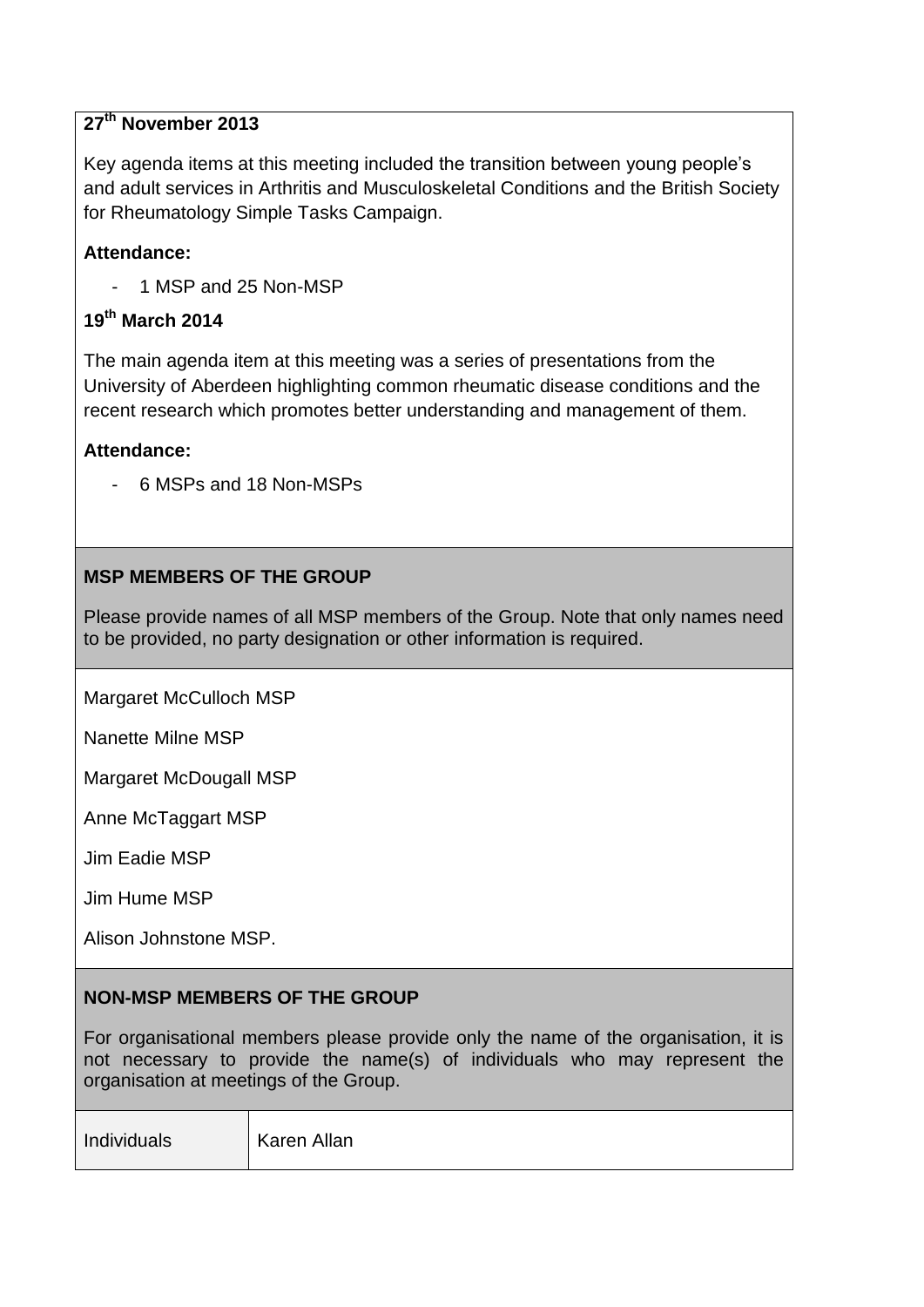**27th November 2013**

Key agenda items at this meeting included the transition between young people's and adult services in Arthritis and Musculoskeletal Conditions and the British Society for Rheumatology Simple Tasks Campaign.

**Attendance:**

- 1 MSP and 25 Non-MSP

**19th March 2014**

The main agenda item at this meeting was a series of presentations from the University of Aberdeen highlighting common rheumatic disease conditions and the recent research which promotes better understanding and management of them.

**Attendance:**

- 6 MSPs and 18 Non-MSPs

**MSP MEMBERS OF THE GROUP**

Please provide names of all MSP members of the Group. Note that only names need to be provided, no party designation or other information is required.

Margaret McCulloch MSP

Nanette Milne MSP

Margaret McDougall MSP

Anne McTaggart MSP

Jim Eadie MSP

Jim Hume MSP

Alison Johnstone MSP.

**NON-MSP MEMBERS OF THE GROUP**

For organisational members please provide only the name of the organisation, it is not necessary to provide the name(s) of individuals who may represent the organisation at meetings of the Group.

| Individuals | Karen Allan |
|---|---|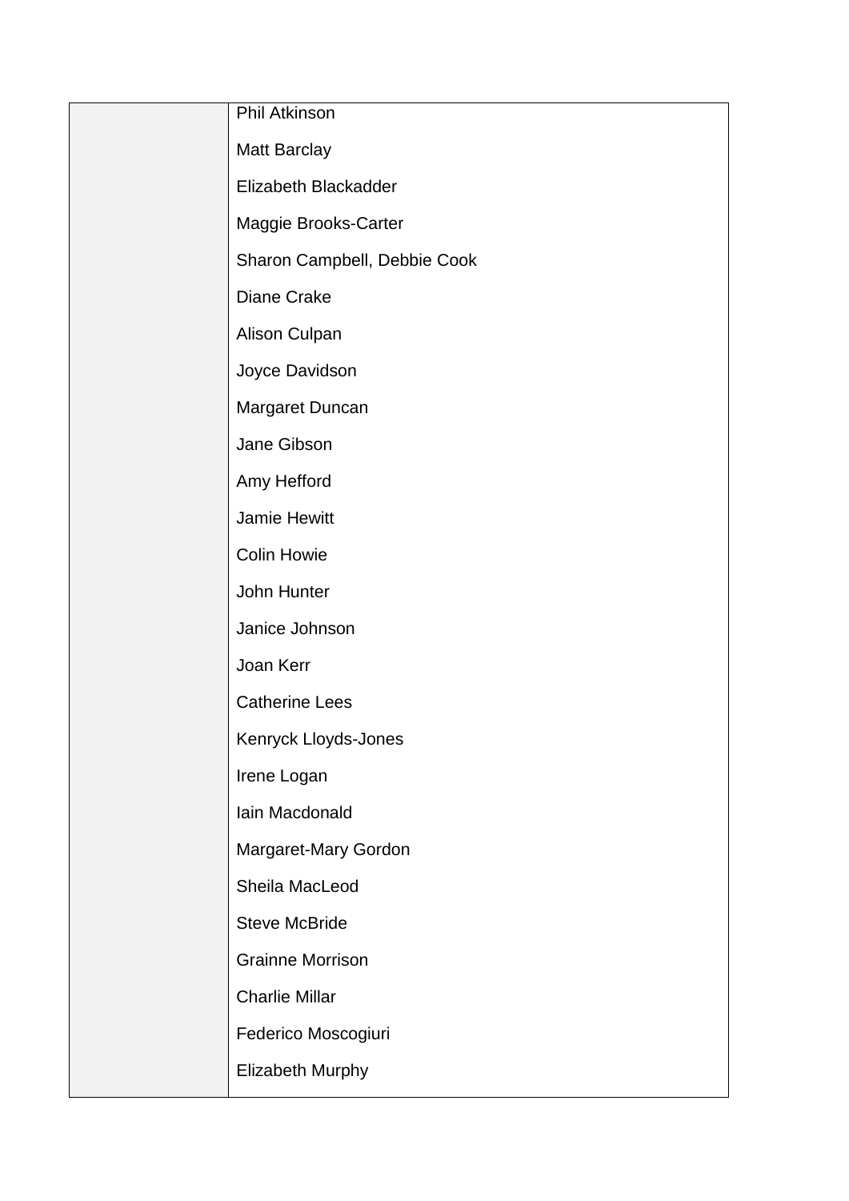| | |
|---|---|
| | Phil Atkinson<br><br>Matt Barclay<br><br>Elizabeth Blackadder<br><br>Maggie Brooks-Carter<br><br>Sharon Campbell, Debbie Cook<br><br>Diane Crake<br><br>Alison Culpan<br><br>Joyce Davidson<br><br>Margaret Duncan<br><br>Jane Gibson<br><br>Amy Hefford<br><br>Jamie Hewitt<br><br>Colin Howie<br><br>John Hunter<br><br>Janice Johnson<br><br>Joan Kerr<br><br>Catherine Lees<br><br>Kenryck Lloyds-Jones<br><br>Irene Logan<br><br>Iain Macdonald<br><br>Margaret-Mary Gordon<br><br>Sheila MacLeod<br><br>Steve McBride<br><br>Grainne Morrison<br><br>Charlie Millar<br><br>Federico Moscogiuri<br><br>Elizabeth Murphy |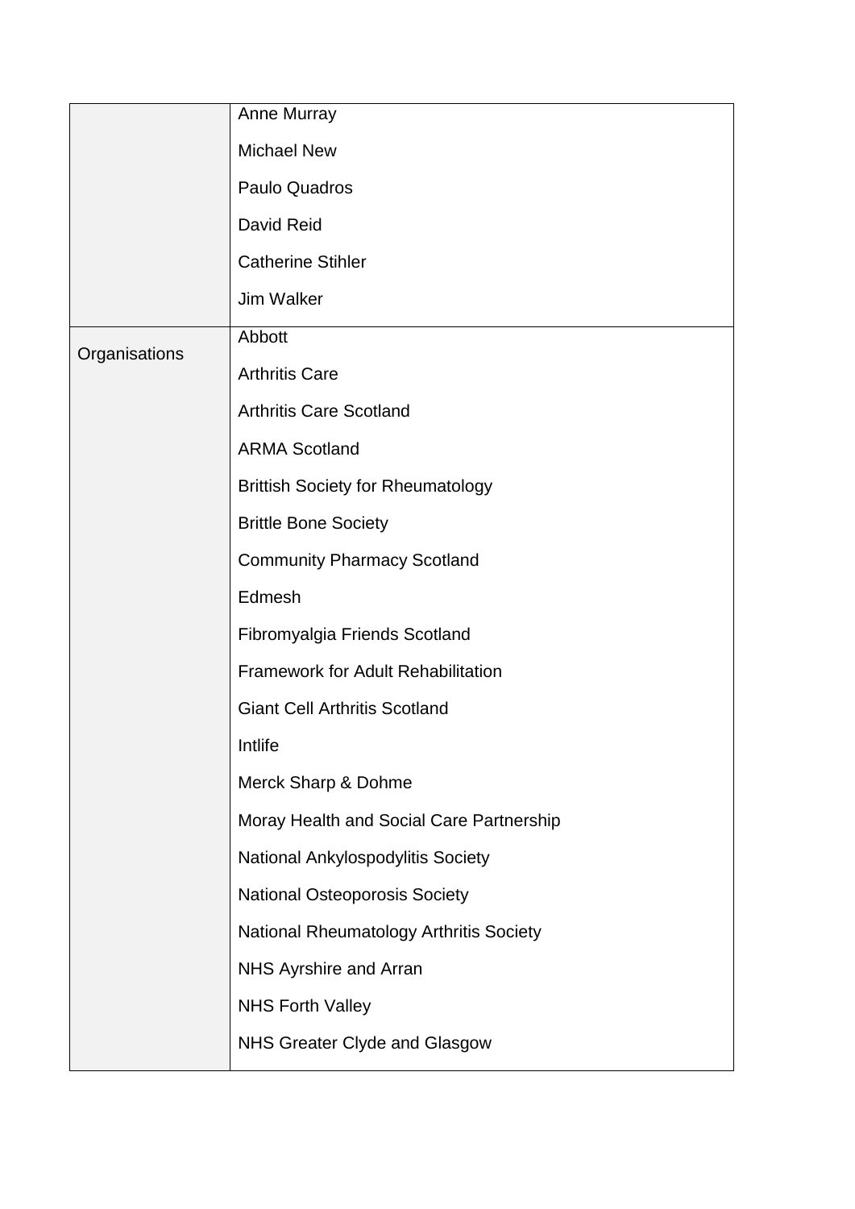| | |
|---|---|
| | Anne Murray |
| | Michael New |
| | Paulo Quadros |
| | David Reid |
| | Catherine Stihler |
| | Jim Walker |
| Organisations | Abbott |
| | Arthritis Care |
| | Arthritis Care Scotland |
| | ARMA Scotland |
| | Brittish Society for Rheumatology |
| | Brittle Bone Society |
| | Community Pharmacy Scotland |
| | Edmesh |
| | Fibromyalgia Friends Scotland |
| | Framework for Adult Rehabilitation |
| | Giant Cell Arthritis Scotland |
| | Intlife |
| | Merck Sharp & Dohme |
| | Moray Health and Social Care Partnership |
| | National Ankylospodylitis Society |
| | National Osteoporosis Society |
| | National Rheumatology Arthritis Society |
| | NHS Ayrshire and Arran |
| | NHS Forth Valley |
| | NHS Greater Clyde and Glasgow |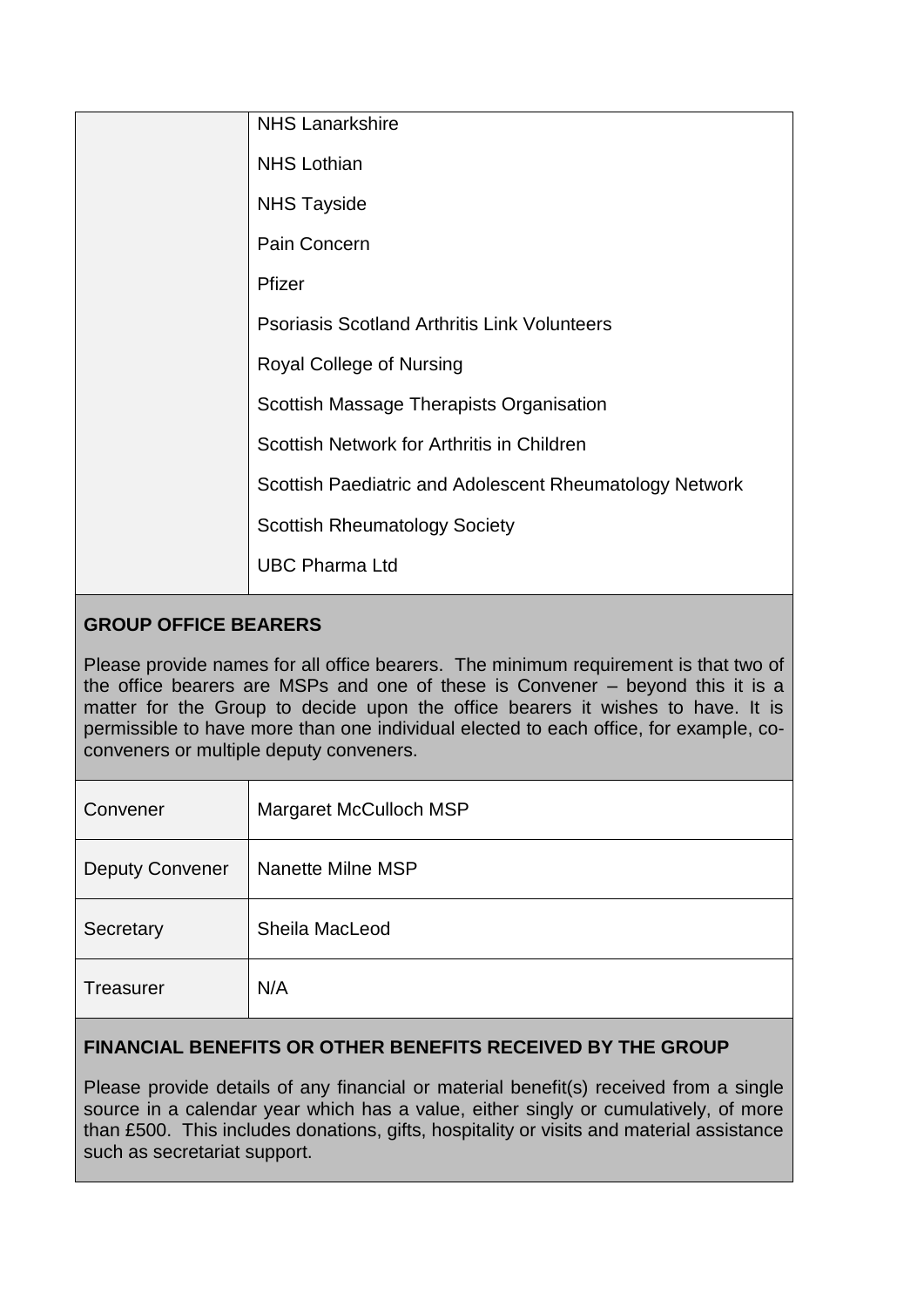| | |
|---|---|
| | NHS Lanarkshire<br><br>NHS Lothian<br><br>NHS Tayside<br><br>Pain Concern<br><br>Pfizer<br><br>Psoriasis Scotland Arthritis Link Volunteers<br><br>Royal College of Nursing<br><br>Scottish Massage Therapists Organisation<br><br>Scottish Network for Arthritis in Children<br><br>Scottish Paediatric and Adolescent Rheumatology Network<br><br>Scottish Rheumatology Society<br><br>UBC Pharma Ltd |

**GROUP OFFICE BEARERS**

Please provide names for all office bearers. The minimum requirement is that two of the office bearers are MSPs and one of these is Convener – beyond this it is a matter for the Group to decide upon the office bearers it wishes to have. It is permissible to have more than one individual elected to each office, for example, co-conveners or multiple deputy conveners.

| | |
|---|---|
| Convener | Margaret McCulloch MSP |
| Deputy Convener | Nanette Milne MSP |
| Secretary | Sheila MacLeod |
| Treasurer | N/A |

**FINANCIAL BENEFITS OR OTHER BENEFITS RECEIVED BY THE GROUP**

Please provide details of any financial or material benefit(s) received from a single source in a calendar year which has a value, either singly or cumulatively, of more than £500. This includes donations, gifts, hospitality or visits and material assistance such as secretariat support.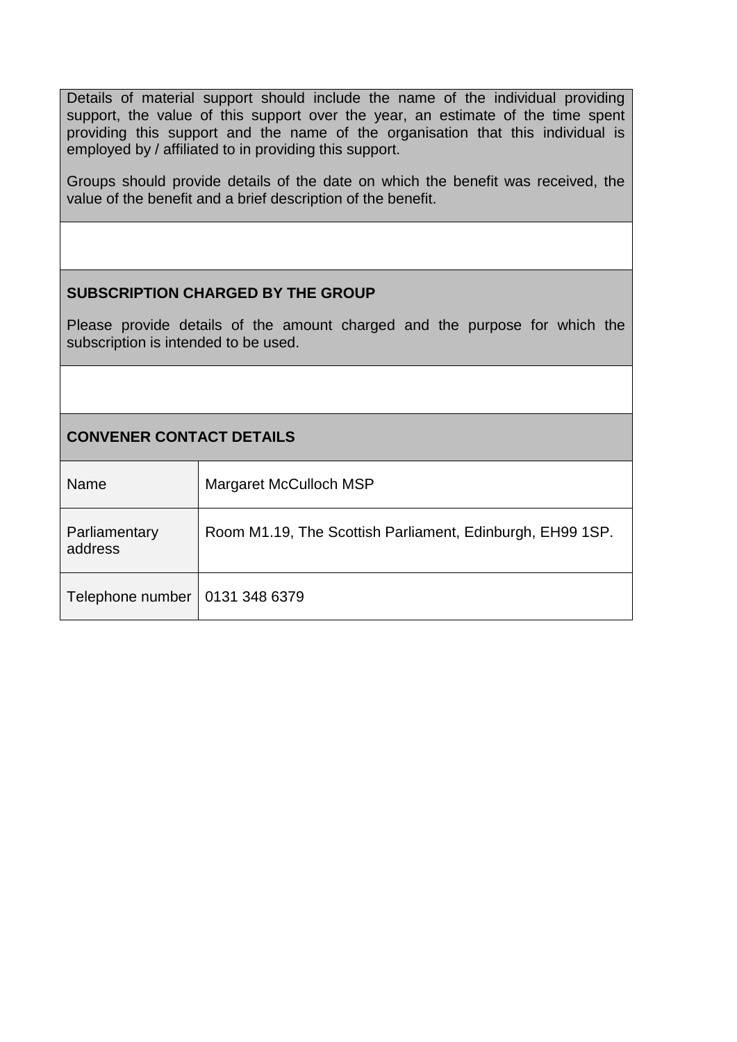Details of material support should include the name of the individual providing support, the value of this support over the year, an estimate of the time spent providing this support and the name of the organisation that this individual is employed by / affiliated to in providing this support.

Groups should provide details of the date on which the benefit was received, the value of the benefit and a brief description of the benefit.

**SUBSCRIPTION CHARGED BY THE GROUP**

Please provide details of the amount charged and the purpose for which the subscription is intended to be used.

**CONVENER CONTACT DETAILS**

| | |
|---|---|
| Name | Margaret McCulloch MSP |
| Parliamentary address | Room M1.19, The Scottish Parliament, Edinburgh, EH99 1SP. |
| Telephone number | 0131 348 6379 |